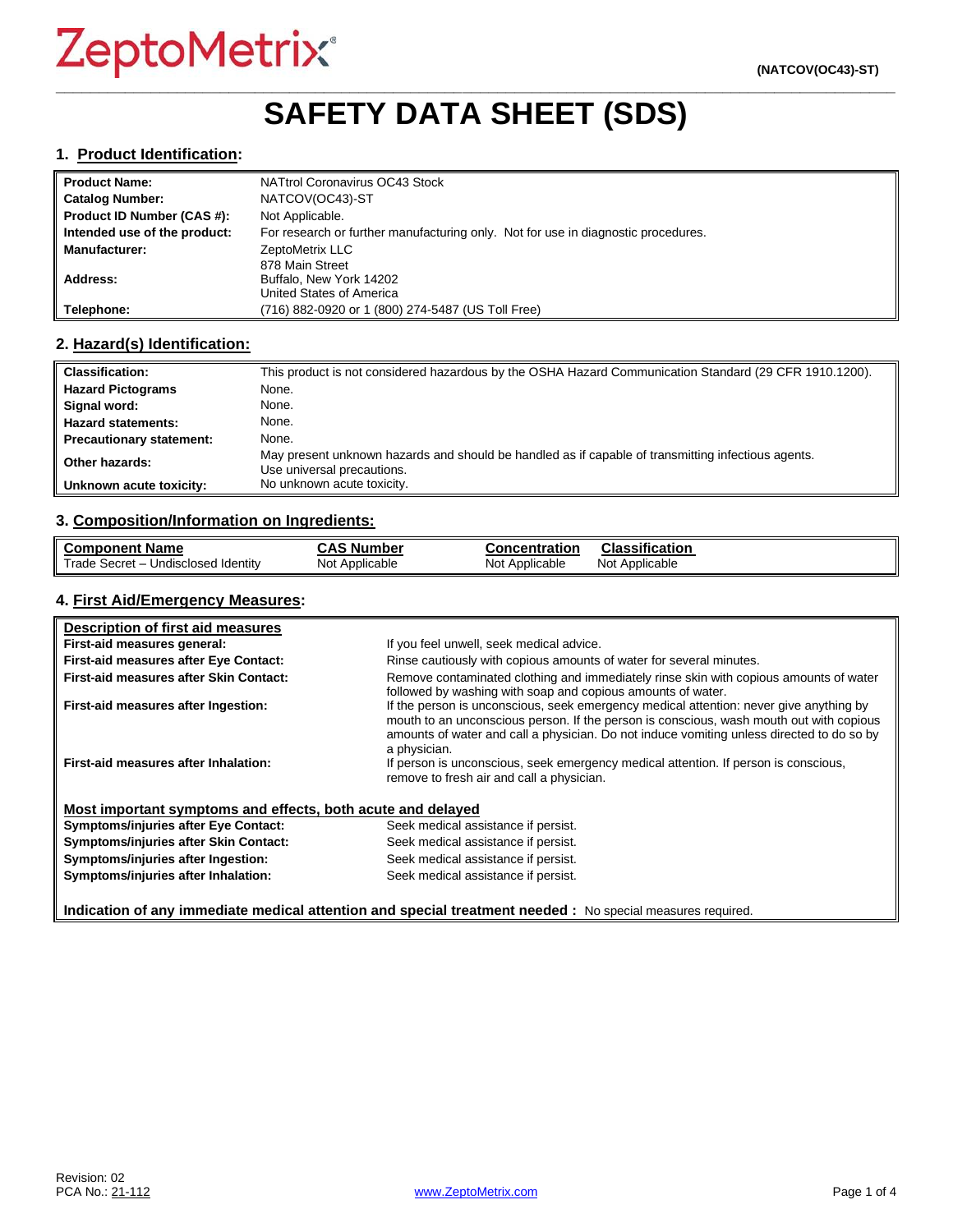ZeptoMetrix®

(NATCOV(OC43)-ST)

# SAFETY DATA SHEET (SDS)

## 1. Product Identification:

| | |
|---|---|
| **Product Name:** | NATtrol Coronavirus OC43 Stock |
| **Catalog Number:** | NATCOV(OC43)-ST |
| **Product ID Number (CAS #):** | Not Applicable. |
| **Intended use of the product:** | For research or further manufacturing only. Not for use in diagnostic procedures. |
| **Manufacturer:** | ZeptoMetrix LLC |
| **Address:** | 878 Main Street<br>Buffalo, New York 14202<br>United States of America |
| **Telephone:** | (716) 882-0920 or 1 (800) 274-5487 (US Toll Free) |

## 2. Hazard(s) Identification:

| | |
|---|---|
| **Classification:** | This product is not considered hazardous by the OSHA Hazard Communication Standard (29 CFR 1910.1200). |
| **Hazard Pictograms** | None. |
| **Signal word:** | None. |
| **Hazard statements:** | None. |
| **Precautionary statement:** | None. |
| **Other hazards:** | May present unknown hazards and should be handled as if capable of transmitting infectious agents. Use universal precautions. |
| **Unknown acute toxicity:** | No unknown acute toxicity. |

## 3. Composition/Information on Ingredients:

| Component Name | CAS Number | Concentration | Classification |
|---|---|---|---|
| Trade Secret – Undisclosed Identity | Not Applicable | Not Applicable | Not Applicable |

## 4. First Aid/Emergency Measures:

**Description of first aid measures**

| | |
|---|---|
| **First-aid measures general:** | If you feel unwell, seek medical advice. |
| **First-aid measures after Eye Contact:** | Rinse cautiously with copious amounts of water for several minutes. |
| **First-aid measures after Skin Contact:** | Remove contaminated clothing and immediately rinse skin with copious amounts of water followed by washing with soap and copious amounts of water. |
| **First-aid measures after Ingestion:** | If the person is unconscious, seek emergency medical attention: never give anything by mouth to an unconscious person. If the person is conscious, wash mouth out with copious amounts of water and call a physician. Do not induce vomiting unless directed to do so by a physician. |
| **First-aid measures after Inhalation:** | If person is unconscious, seek emergency medical attention. If person is conscious, remove to fresh air and call a physician. |

**Most important symptoms and effects, both acute and delayed**

| | |
|---|---|
| **Symptoms/injuries after Eye Contact:** | Seek medical assistance if persist. |
| **Symptoms/injuries after Skin Contact:** | Seek medical assistance if persist. |
| **Symptoms/injuries after Ingestion:** | Seek medical assistance if persist. |
| **Symptoms/injuries after Inhalation:** | Seek medical assistance if persist. |

**Indication of any immediate medical attention and special treatment needed :** No special measures required.

Revision: 02
PCA No.: 21-112

www.ZeptoMetrix.com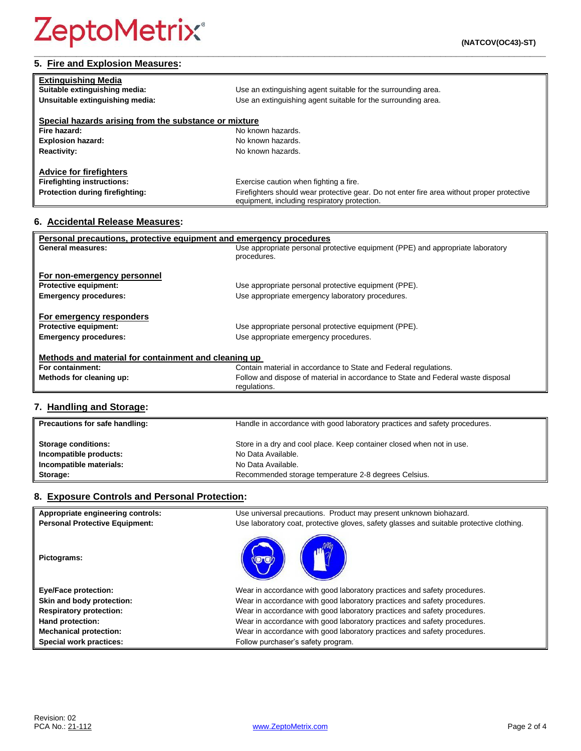## 5. Fire and Explosion Measures:

| | |
|---|---|
| **Extinguishing Media** | |
| **Suitable extinguishing media:** | Use an extinguishing agent suitable for the surrounding area. |
| **Unsuitable extinguishing media:** | Use an extinguishing agent suitable for the surrounding area. |
| **Special hazards arising from the substance or mixture** | |
| **Fire hazard:** | No known hazards. |
| **Explosion hazard:** | No known hazards. |
| **Reactivity:** | No known hazards. |
| **Advice for firefighters** | |
| **Firefighting instructions:** | Exercise caution when fighting a fire. |
| **Protection during firefighting:** | Firefighters should wear protective gear. Do not enter fire area without proper protective equipment, including respiratory protection. |

## 6. Accidental Release Measures:

| | |
|---|---|
| **Personal precautions, protective equipment and emergency procedures** | |
| **General measures:** | Use appropriate personal protective equipment (PPE) and appropriate laboratory procedures. |
| **For non-emergency personnel** | |
| **Protective equipment:** | Use appropriate personal protective equipment (PPE). |
| **Emergency procedures:** | Use appropriate emergency laboratory procedures. |
| **For emergency responders** | |
| **Protective equipment:** | Use appropriate personal protective equipment (PPE). |
| **Emergency procedures:** | Use appropriate emergency procedures. |
| **Methods and material for containment and cleaning up** | |
| **For containment:** | Contain material in accordance to State and Federal regulations. |
| **Methods for cleaning up:** | Follow and dispose of material in accordance to State and Federal waste disposal regulations. |

## 7. Handling and Storage:

| | |
|---|---|
| **Precautions for safe handling:** | Handle in accordance with good laboratory practices and safety procedures. |
| **Storage conditions:** | Store in a dry and cool place. Keep container closed when not in use. |
| **Incompatible products:** | No Data Available. |
| **Incompatible materials:** | No Data Available. |
| **Storage:** | Recommended storage temperature 2-8 degrees Celsius. |

## 8. Exposure Controls and Personal Protection:

| | |
|---|---|
| **Appropriate engineering controls:** | Use universal precautions. Product may present unknown biohazard. |
| **Personal Protective Equipment:** | Use laboratory coat, protective gloves, safety glasses and suitable protective clothing. |
| **Pictograms:** | |
| **Eye/Face protection:** | Wear in accordance with good laboratory practices and safety procedures. |
| **Skin and body protection:** | Wear in accordance with good laboratory practices and safety procedures. |
| **Respiratory protection:** | Wear in accordance with good laboratory practices and safety procedures. |
| **Hand protection:** | Wear in accordance with good laboratory practices and safety procedures. |
| **Mechanical protection:** | Wear in accordance with good laboratory practices and safety procedures. |
| **Special work practices:** | Follow purchaser's safety program. |

Revision: 02
PCA No.: 21-112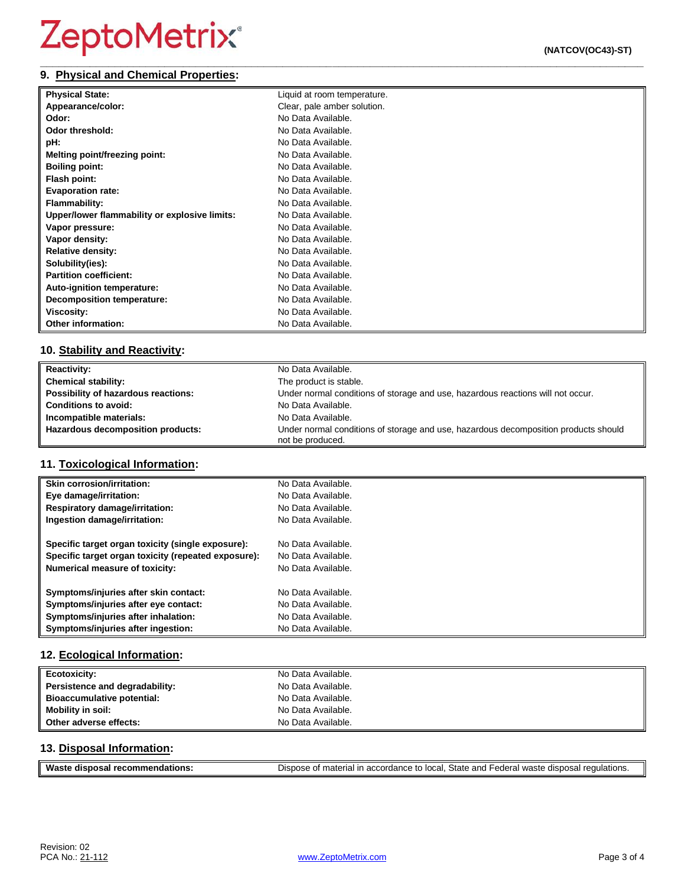## 9. Physical and Chemical Properties:

| | |
|---|---|
| **Physical State:** | Liquid at room temperature. |
| **Appearance/color:** | Clear, pale amber solution. |
| **Odor:** | No Data Available. |
| **Odor threshold:** | No Data Available. |
| **pH:** | No Data Available. |
| **Melting point/freezing point:** | No Data Available. |
| **Boiling point:** | No Data Available. |
| **Flash point:** | No Data Available. |
| **Evaporation rate:** | No Data Available. |
| **Flammability:** | No Data Available. |
| **Upper/lower flammability or explosive limits:** | No Data Available. |
| **Vapor pressure:** | No Data Available. |
| **Vapor density:** | No Data Available. |
| **Relative density:** | No Data Available. |
| **Solubility(ies):** | No Data Available. |
| **Partition coefficient:** | No Data Available. |
| **Auto-ignition temperature:** | No Data Available. |
| **Decomposition temperature:** | No Data Available. |
| **Viscosity:** | No Data Available. |
| **Other information:** | No Data Available. |

## 10. Stability and Reactivity:

| | |
|---|---|
| **Reactivity:** | No Data Available. |
| **Chemical stability:** | The product is stable. |
| **Possibility of hazardous reactions:** | Under normal conditions of storage and use, hazardous reactions will not occur. |
| **Conditions to avoid:** | No Data Available. |
| **Incompatible materials:** | No Data Available. |
| **Hazardous decomposition products:** | Under normal conditions of storage and use, hazardous decomposition products should not be produced. |

## 11. Toxicological Information:

| | |
|---|---|
| **Skin corrosion/irritation:** | No Data Available. |
| **Eye damage/irritation:** | No Data Available. |
| **Respiratory damage/irritation:** | No Data Available. |
| **Ingestion damage/irritation:** | No Data Available. |
| **Specific target organ toxicity (single exposure):** | No Data Available. |
| **Specific target organ toxicity (repeated exposure):** | No Data Available. |
| **Numerical measure of toxicity:** | No Data Available. |
| **Symptoms/injuries after skin contact:** | No Data Available. |
| **Symptoms/injuries after eye contact:** | No Data Available. |
| **Symptoms/injuries after inhalation:** | No Data Available. |
| **Symptoms/injuries after ingestion:** | No Data Available. |

## 12. Ecological Information:

| | |
|---|---|
| **Ecotoxicity:** | No Data Available. |
| **Persistence and degradability:** | No Data Available. |
| **Bioaccumulative potential:** | No Data Available. |
| **Mobility in soil:** | No Data Available. |
| **Other adverse effects:** | No Data Available. |

## 13. Disposal Information:

| | |
|---|---|
| **Waste disposal recommendations:** | Dispose of material in accordance to local, State and Federal waste disposal regulations. |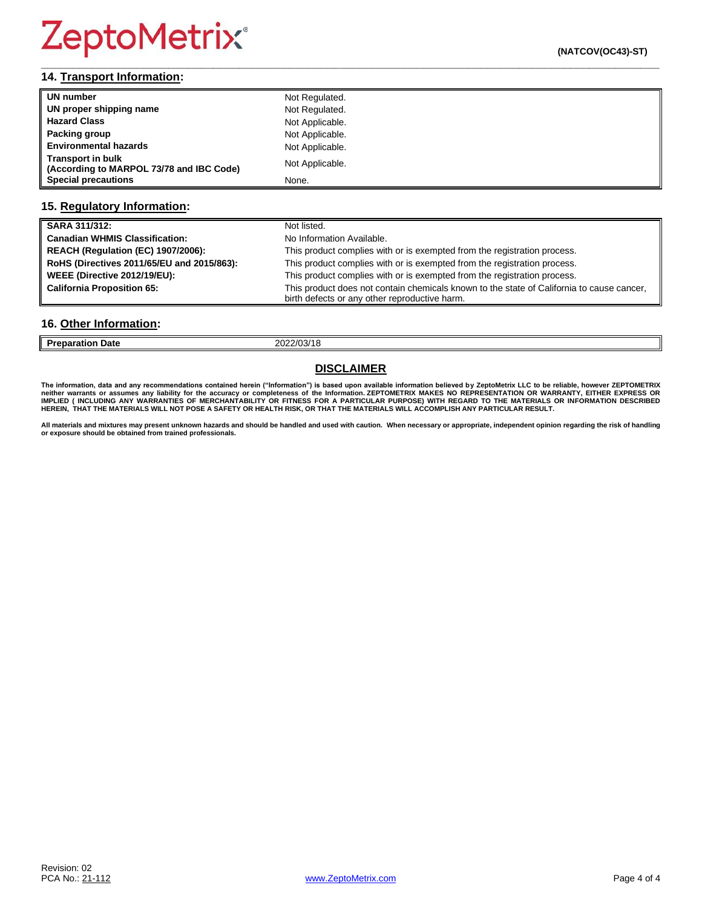## 14. Transport Information:

| | |
|---|---|
| **UN number** | Not Regulated. |
| **UN proper shipping name** | Not Regulated. |
| **Hazard Class** | Not Applicable. |
| **Packing group** | Not Applicable. |
| **Environmental hazards** | Not Applicable. |
| **Transport in bulk (According to MARPOL 73/78 and IBC Code)** | Not Applicable. |
| **Special precautions** | None. |

## 15. Regulatory Information:

| | |
|---|---|
| **SARA 311/312:** | Not listed. |
| **Canadian WHMIS Classification:** | No Information Available. |
| **REACH (Regulation (EC) 1907/2006):** | This product complies with or is exempted from the registration process. |
| **RoHS (Directives 2011/65/EU and 2015/863):** | This product complies with or is exempted from the registration process. |
| **WEEE (Directive 2012/19/EU):** | This product complies with or is exempted from the registration process. |
| **California Proposition 65:** | This product does not contain chemicals known to the state of California to cause cancer, birth defects or any other reproductive harm. |

## 16. Other Information:

| | |
|---|---|
| **Preparation Date** | 2022/03/18 |

## DISCLAIMER

**The information, data and any recommendations contained herein ("Information") is based upon available information believed by ZeptoMetrix LLC to be reliable, however ZEPTOMETRIX neither warrants or assumes any liability for the accuracy or completeness of the Information. ZEPTOMETRIX MAKES NO REPRESENTATION OR WARRANTY, EITHER EXPRESS OR IMPLIED ( INCLUDING ANY WARRANTIES OF MERCHANTABILITY OR FITNESS FOR A PARTICULAR PURPOSE) WITH REGARD TO THE MATERIALS OR INFORMATION DESCRIBED HEREIN, THAT THE MATERIALS WILL NOT POSE A SAFETY OR HEALTH RISK, OR THAT THE MATERIALS WILL ACCOMPLISH ANY PARTICULAR RESULT.**

**All materials and mixtures may present unknown hazards and should be handled and used with caution. When necessary or appropriate, independent opinion regarding the risk of handling or exposure should be obtained from trained professionals.**